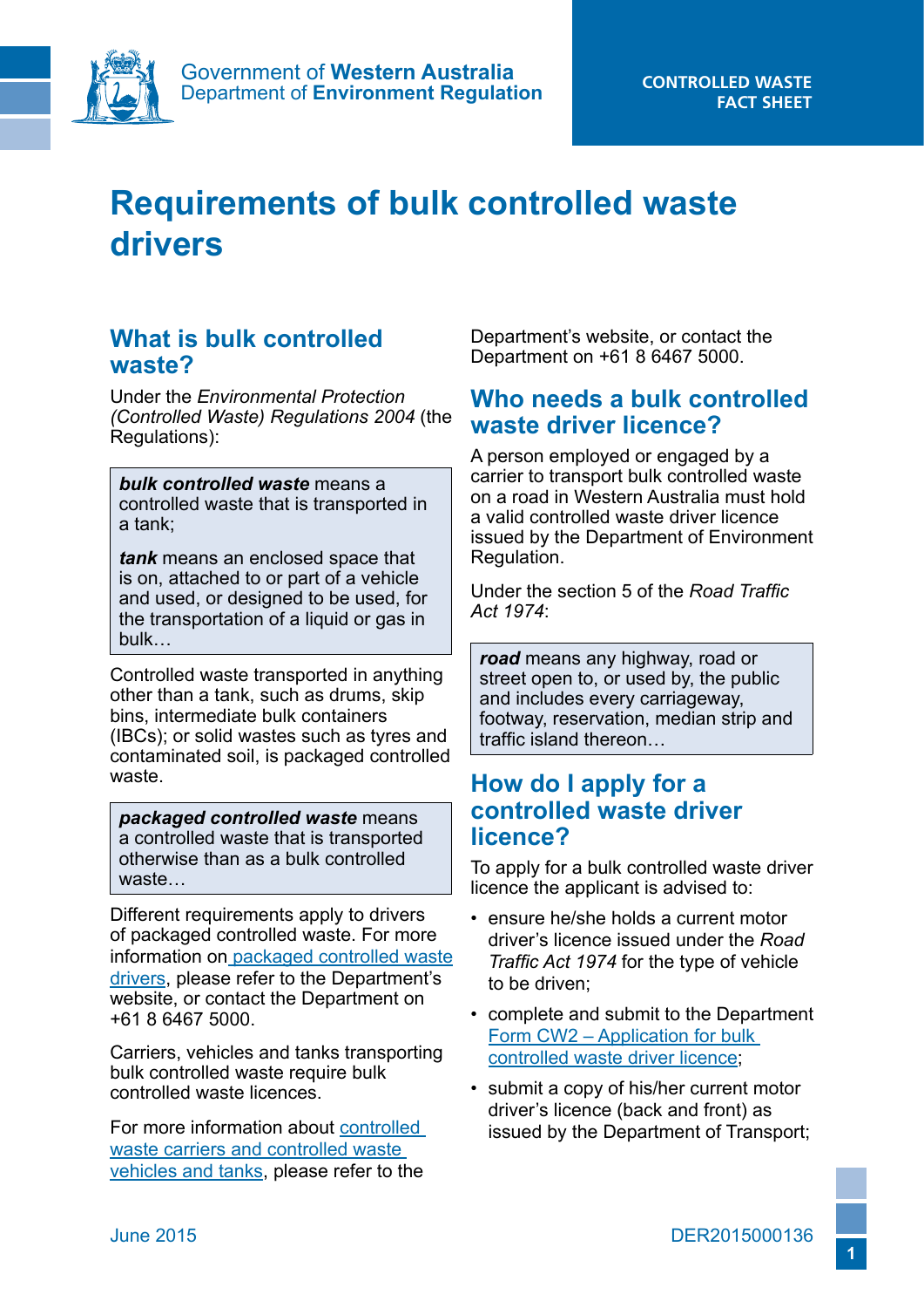Government of **Western Australia**
Department of **Environment Regulation**

**CONTROLLED WASTE FACT SHEET**

# Requirements of bulk controlled waste drivers

## What is bulk controlled waste?

Under the *Environmental Protection (Controlled Waste) Regulations 2004* (the Regulations):

> ***bulk controlled waste*** means a controlled waste that is transported in a tank;
>
> ***tank*** means an enclosed space that is on, attached to or part of a vehicle and used, or designed to be used, for the transportation of a liquid or gas in bulk…

Controlled waste transported in anything other than a tank, such as drums, skip bins, intermediate bulk containers (IBCs); or solid wastes such as tyres and contaminated soil, is packaged controlled waste.

> ***packaged controlled waste*** means a controlled waste that is transported otherwise than as a bulk controlled waste…

Different requirements apply to drivers of packaged controlled waste. For more information on packaged controlled waste drivers, please refer to the Department's website, or contact the Department on +61 8 6467 5000.

Carriers, vehicles and tanks transporting bulk controlled waste require bulk controlled waste licences.

For more information about controlled waste carriers and controlled waste vehicles and tanks, please refer to the Department's website, or contact the Department on +61 8 6467 5000.

## Who needs a bulk controlled waste driver licence?

A person employed or engaged by a carrier to transport bulk controlled waste on a road in Western Australia must hold a valid controlled waste driver licence issued by the Department of Environment Regulation.

Under the section 5 of the *Road Traffic Act 1974*:

> ***road*** means any highway, road or street open to, or used by, the public and includes every carriageway, footway, reservation, median strip and traffic island thereon…

## How do I apply for a controlled waste driver licence?

To apply for a bulk controlled waste driver licence the applicant is advised to:

- ensure he/she holds a current motor driver's licence issued under the *Road Traffic Act 1974* for the type of vehicle to be driven;
- complete and submit to the Department Form CW2 – Application for bulk controlled waste driver licence;
- submit a copy of his/her current motor driver's licence (back and front) as issued by the Department of Transport;

June 2015

DER2015000136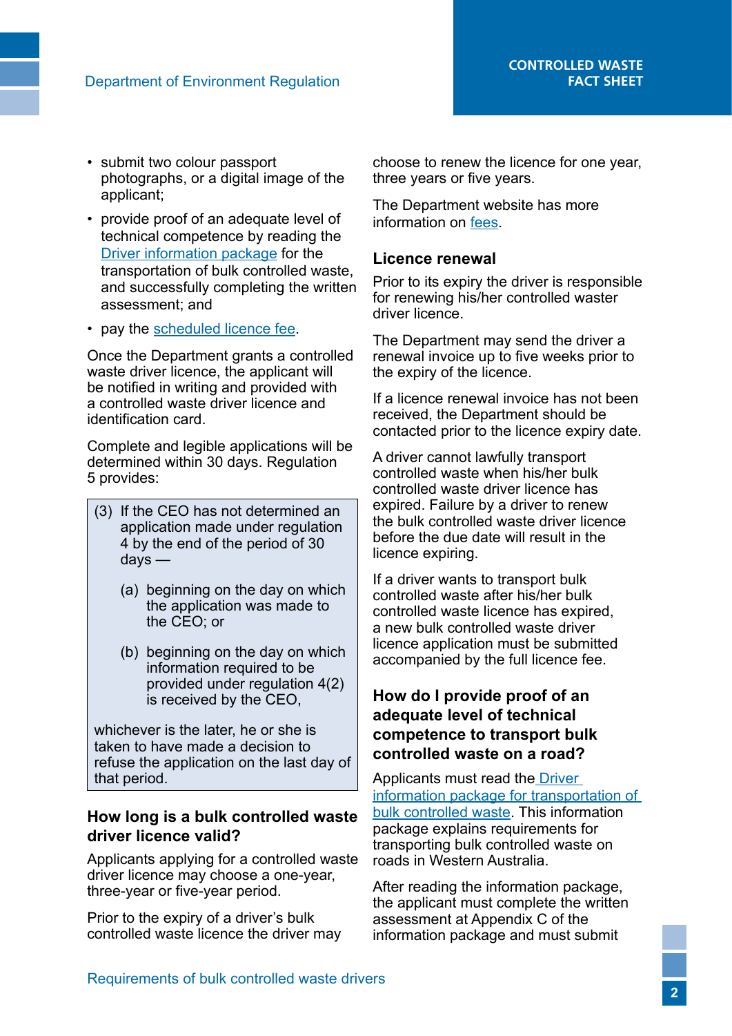- submit two colour passport photographs, or a digital image of the applicant;
- provide proof of an adequate level of technical competence by reading the Driver information package for the transportation of bulk controlled waste, and successfully completing the written assessment; and
- pay the scheduled licence fee.

Once the Department grants a controlled waste driver licence, the applicant will be notified in writing and provided with a controlled waste driver licence and identification card.

Complete and legible applications will be determined within 30 days. Regulation 5 provides:

> (3) If the CEO has not determined an application made under regulation 4 by the end of the period of 30 days —
>
> (a) beginning on the day on which the application was made to the CEO; or
>
> (b) beginning on the day on which information required to be provided under regulation 4(2) is received by the CEO,
>
> whichever is the later, he or she is taken to have made a decision to refuse the application on the last day of that period.

## How long is a bulk controlled waste driver licence valid?

Applicants applying for a controlled waste driver licence may choose a one-year, three-year or five-year period.

Prior to the expiry of a driver's bulk controlled waste licence the driver may choose to renew the licence for one year, three years or five years.

The Department website has more information on fees.

## Licence renewal

Prior to its expiry the driver is responsible for renewing his/her controlled waster driver licence.

The Department may send the driver a renewal invoice up to five weeks prior to the expiry of the licence.

If a licence renewal invoice has not been received, the Department should be contacted prior to the licence expiry date.

A driver cannot lawfully transport controlled waste when his/her bulk controlled waste driver licence has expired. Failure by a driver to renew the bulk controlled waste driver licence before the due date will result in the licence expiring.

If a driver wants to transport bulk controlled waste after his/her bulk controlled waste licence has expired, a new bulk controlled waste driver licence application must be submitted accompanied by the full licence fee.

## How do I provide proof of an adequate level of technical competence to transport bulk controlled waste on a road?

Applicants must read the Driver information package for transportation of bulk controlled waste. This information package explains requirements for transporting bulk controlled waste on roads in Western Australia.

After reading the information package, the applicant must complete the written assessment at Appendix C of the information package and must submit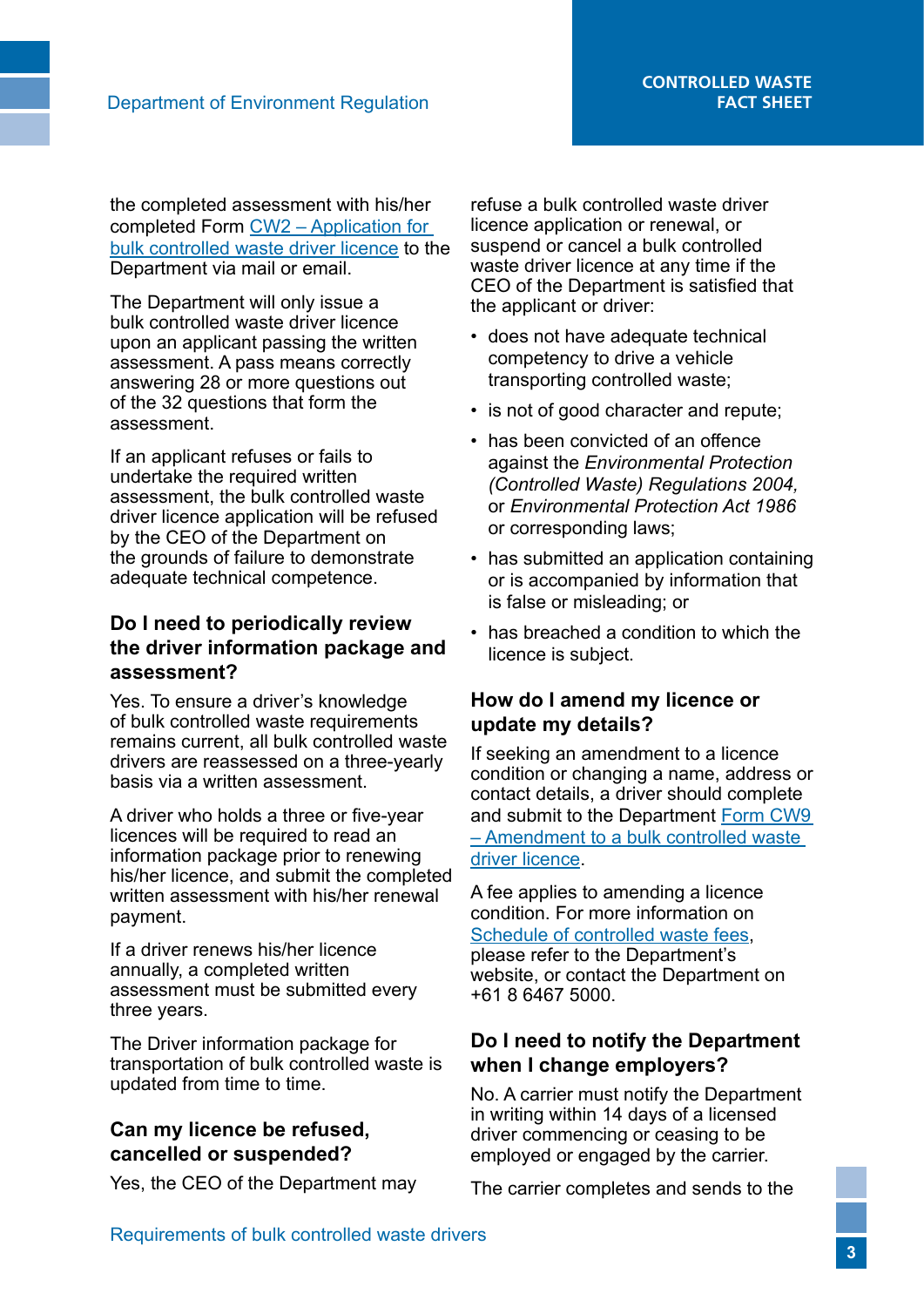the completed assessment with his/her completed Form CW2 – Application for bulk controlled waste driver licence to the Department via mail or email.

The Department will only issue a bulk controlled waste driver licence upon an applicant passing the written assessment. A pass means correctly answering 28 or more questions out of the 32 questions that form the assessment.

If an applicant refuses or fails to undertake the required written assessment, the bulk controlled waste driver licence application will be refused by the CEO of the Department on the grounds of failure to demonstrate adequate technical competence.

## Do I need to periodically review the driver information package and assessment?

Yes. To ensure a driver's knowledge of bulk controlled waste requirements remains current, all bulk controlled waste drivers are reassessed on a three-yearly basis via a written assessment.

A driver who holds a three or five-year licences will be required to read an information package prior to renewing his/her licence, and submit the completed written assessment with his/her renewal payment.

If a driver renews his/her licence annually, a completed written assessment must be submitted every three years.

The Driver information package for transportation of bulk controlled waste is updated from time to time.

## Can my licence be refused, cancelled or suspended?

Yes, the CEO of the Department may refuse a bulk controlled waste driver licence application or renewal, or suspend or cancel a bulk controlled waste driver licence at any time if the CEO of the Department is satisfied that the applicant or driver:

- does not have adequate technical competency to drive a vehicle transporting controlled waste;
- is not of good character and repute;
- has been convicted of an offence against the *Environmental Protection (Controlled Waste) Regulations 2004,* or *Environmental Protection Act 1986* or corresponding laws;
- has submitted an application containing or is accompanied by information that is false or misleading; or
- has breached a condition to which the licence is subject.

## How do I amend my licence or update my details?

If seeking an amendment to a licence condition or changing a name, address or contact details, a driver should complete and submit to the Department Form CW9 – Amendment to a bulk controlled waste driver licence.

A fee applies to amending a licence condition. For more information on Schedule of controlled waste fees, please refer to the Department's website, or contact the Department on +61 8 6467 5000.

## Do I need to notify the Department when I change employers?

No. A carrier must notify the Department in writing within 14 days of a licensed driver commencing or ceasing to be employed or engaged by the carrier.

The carrier completes and sends to the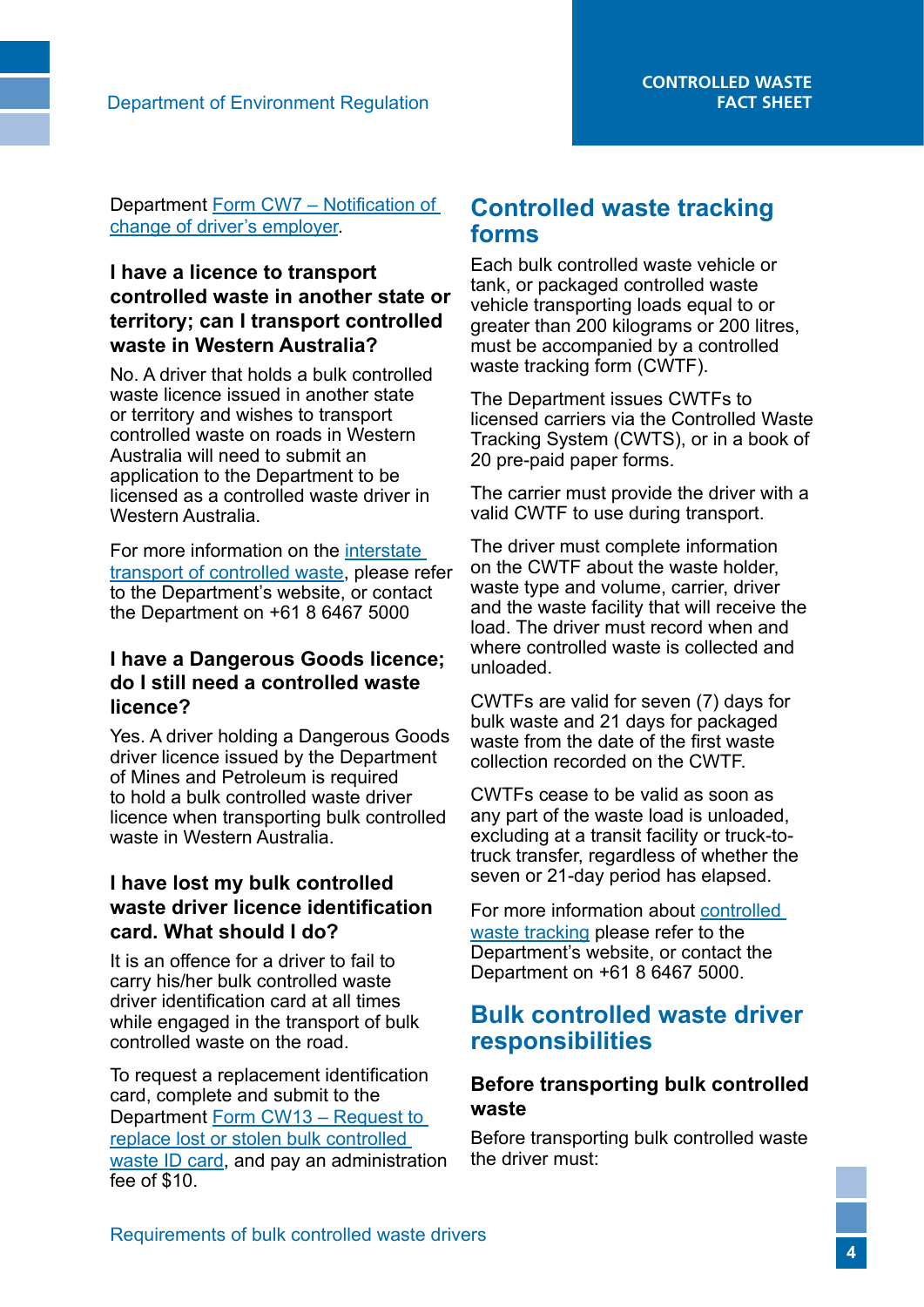Department Form CW7 – Notification of change of driver's employer.

### I have a licence to transport controlled waste in another state or territory; can I transport controlled waste in Western Australia?

No. A driver that holds a bulk controlled waste licence issued in another state or territory and wishes to transport controlled waste on roads in Western Australia will need to submit an application to the Department to be licensed as a controlled waste driver in Western Australia.

For more information on the interstate transport of controlled waste, please refer to the Department's website, or contact the Department on +61 8 6467 5000

### I have a Dangerous Goods licence; do I still need a controlled waste licence?

Yes. A driver holding a Dangerous Goods driver licence issued by the Department of Mines and Petroleum is required to hold a bulk controlled waste driver licence when transporting bulk controlled waste in Western Australia.

### I have lost my bulk controlled waste driver licence identification card. What should I do?

It is an offence for a driver to fail to carry his/her bulk controlled waste driver identification card at all times while engaged in the transport of bulk controlled waste on the road.

To request a replacement identification card, complete and submit to the Department Form CW13 – Request to replace lost or stolen bulk controlled waste ID card, and pay an administration fee of $10.

## Controlled waste tracking forms

Each bulk controlled waste vehicle or tank, or packaged controlled waste vehicle transporting loads equal to or greater than 200 kilograms or 200 litres, must be accompanied by a controlled waste tracking form (CWTF).

The Department issues CWTFs to licensed carriers via the Controlled Waste Tracking System (CWTS), or in a book of 20 pre-paid paper forms.

The carrier must provide the driver with a valid CWTF to use during transport.

The driver must complete information on the CWTF about the waste holder, waste type and volume, carrier, driver and the waste facility that will receive the load. The driver must record when and where controlled waste is collected and unloaded.

CWTFs are valid for seven (7) days for bulk waste and 21 days for packaged waste from the date of the first waste collection recorded on the CWTF.

CWTFs cease to be valid as soon as any part of the waste load is unloaded, excluding at a transit facility or truck-to-truck transfer, regardless of whether the seven or 21-day period has elapsed.

For more information about controlled waste tracking please refer to the Department's website, or contact the Department on +61 8 6467 5000.

## Bulk controlled waste driver responsibilities

### Before transporting bulk controlled waste

Before transporting bulk controlled waste the driver must: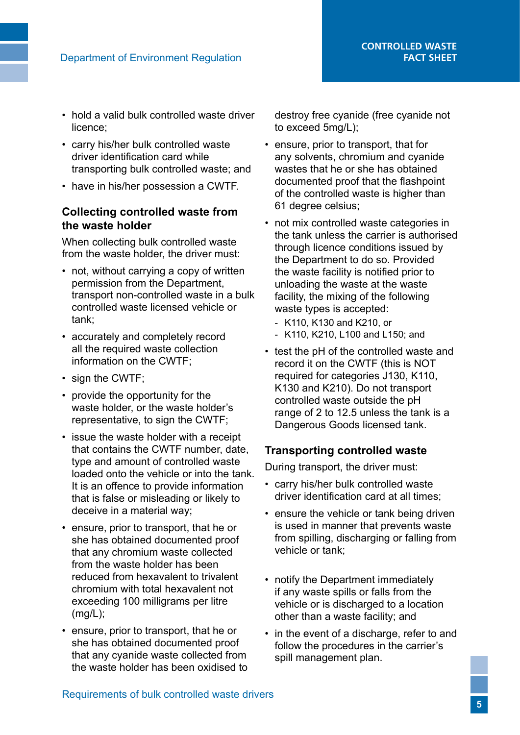- hold a valid bulk controlled waste driver licence;
- carry his/her bulk controlled waste driver identification card while transporting bulk controlled waste; and
- have in his/her possession a CWTF.

### Collecting controlled waste from the waste holder

When collecting bulk controlled waste from the waste holder, the driver must:

- not, without carrying a copy of written permission from the Department, transport non-controlled waste in a bulk controlled waste licensed vehicle or tank;
- accurately and completely record all the required waste collection information on the CWTF;
- sign the CWTF;
- provide the opportunity for the waste holder, or the waste holder's representative, to sign the CWTF;
- issue the waste holder with a receipt that contains the CWTF number, date, type and amount of controlled waste loaded onto the vehicle or into the tank. It is an offence to provide information that is false or misleading or likely to deceive in a material way;
- ensure, prior to transport, that he or she has obtained documented proof that any chromium waste collected from the waste holder has been reduced from hexavalent to trivalent chromium with total hexavalent not exceeding 100 milligrams per litre (mg/L);
- ensure, prior to transport, that he or she has obtained documented proof that any cyanide waste collected from the waste holder has been oxidised to destroy free cyanide (free cyanide not to exceed 5mg/L);
- ensure, prior to transport, that for any solvents, chromium and cyanide wastes that he or she has obtained documented proof that the flashpoint of the controlled waste is higher than 61 degree celsius;
- not mix controlled waste categories in the tank unless the carrier is authorised through licence conditions issued by the Department to do so. Provided the waste facility is notified prior to unloading the waste at the waste facility, the mixing of the following waste types is accepted:
  - K110, K130 and K210, or
  - K110, K210, L100 and L150; and
- test the pH of the controlled waste and record it on the CWTF (this is NOT required for categories J130, K110, K130 and K210). Do not transport controlled waste outside the pH range of 2 to 12.5 unless the tank is a Dangerous Goods licensed tank.

### Transporting controlled waste

During transport, the driver must:

- carry his/her bulk controlled waste driver identification card at all times;
- ensure the vehicle or tank being driven is used in manner that prevents waste from spilling, discharging or falling from vehicle or tank;
- notify the Department immediately if any waste spills or falls from the vehicle or is discharged to a location other than a waste facility; and
- in the event of a discharge, refer to and follow the procedures in the carrier's spill management plan.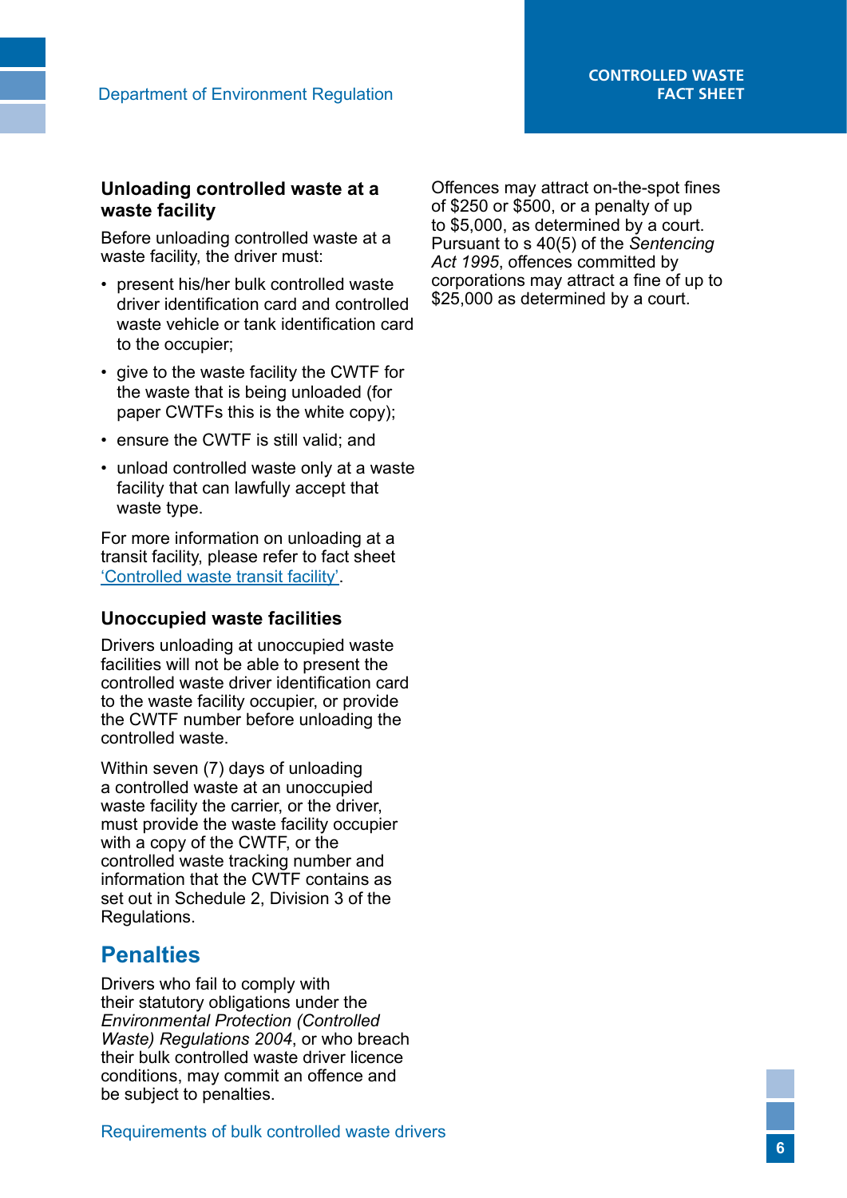### Unloading controlled waste at a waste facility

Before unloading controlled waste at a waste facility, the driver must:

- present his/her bulk controlled waste driver identification card and controlled waste vehicle or tank identification card to the occupier;
- give to the waste facility the CWTF for the waste that is being unloaded (for paper CWTFs this is the white copy);
- ensure the CWTF is still valid; and
- unload controlled waste only at a waste facility that can lawfully accept that waste type.

For more information on unloading at a transit facility, please refer to fact sheet 'Controlled waste transit facility'.

### Unoccupied waste facilities

Drivers unloading at unoccupied waste facilities will not be able to present the controlled waste driver identification card to the waste facility occupier, or provide the CWTF number before unloading the controlled waste.

Within seven (7) days of unloading a controlled waste at an unoccupied waste facility the carrier, or the driver, must provide the waste facility occupier with a copy of the CWTF, or the controlled waste tracking number and information that the CWTF contains as set out in Schedule 2, Division 3 of the Regulations.

## Penalties

Drivers who fail to comply with their statutory obligations under the *Environmental Protection (Controlled Waste) Regulations 2004*, or who breach their bulk controlled waste driver licence conditions, may commit an offence and be subject to penalties.

Offences may attract on-the-spot fines of $250 or $500, or a penalty of up to $5,000, as determined by a court. Pursuant to s 40(5) of the *Sentencing Act 1995*, offences committed by corporations may attract a fine of up to $25,000 as determined by a court.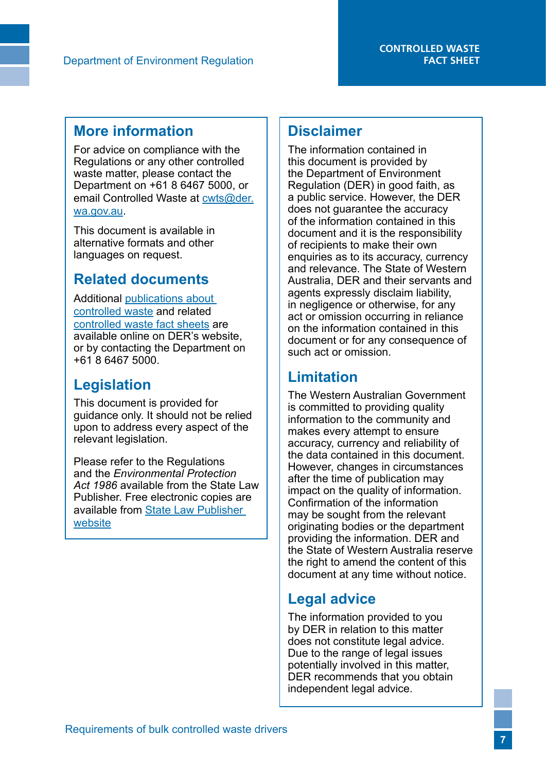## More information

For advice on compliance with the Regulations or any other controlled waste matter, please contact the Department on +61 8 6467 5000, or email Controlled Waste at cwts@der.wa.gov.au.

This document is available in alternative formats and other languages on request.

## Related documents

Additional publications about controlled waste and related controlled waste fact sheets are available online on DER's website, or by contacting the Department on +61 8 6467 5000.

## Legislation

This document is provided for guidance only. It should not be relied upon to address every aspect of the relevant legislation.

Please refer to the Regulations and the *Environmental Protection Act 1986* available from the State Law Publisher. Free electronic copies are available from State Law Publisher website

## Disclaimer

The information contained in this document is provided by the Department of Environment Regulation (DER) in good faith, as a public service. However, the DER does not guarantee the accuracy of the information contained in this document and it is the responsibility of recipients to make their own enquiries as to its accuracy, currency and relevance. The State of Western Australia, DER and their servants and agents expressly disclaim liability, in negligence or otherwise, for any act or omission occurring in reliance on the information contained in this document or for any consequence of such act or omission.

## Limitation

The Western Australian Government is committed to providing quality information to the community and makes every attempt to ensure accuracy, currency and reliability of the data contained in this document. However, changes in circumstances after the time of publication may impact on the quality of information. Confirmation of the information may be sought from the relevant originating bodies or the department providing the information. DER and the State of Western Australia reserve the right to amend the content of this document at any time without notice.

## Legal advice

The information provided to you by DER in relation to this matter does not constitute legal advice. Due to the range of legal issues potentially involved in this matter, DER recommends that you obtain independent legal advice.